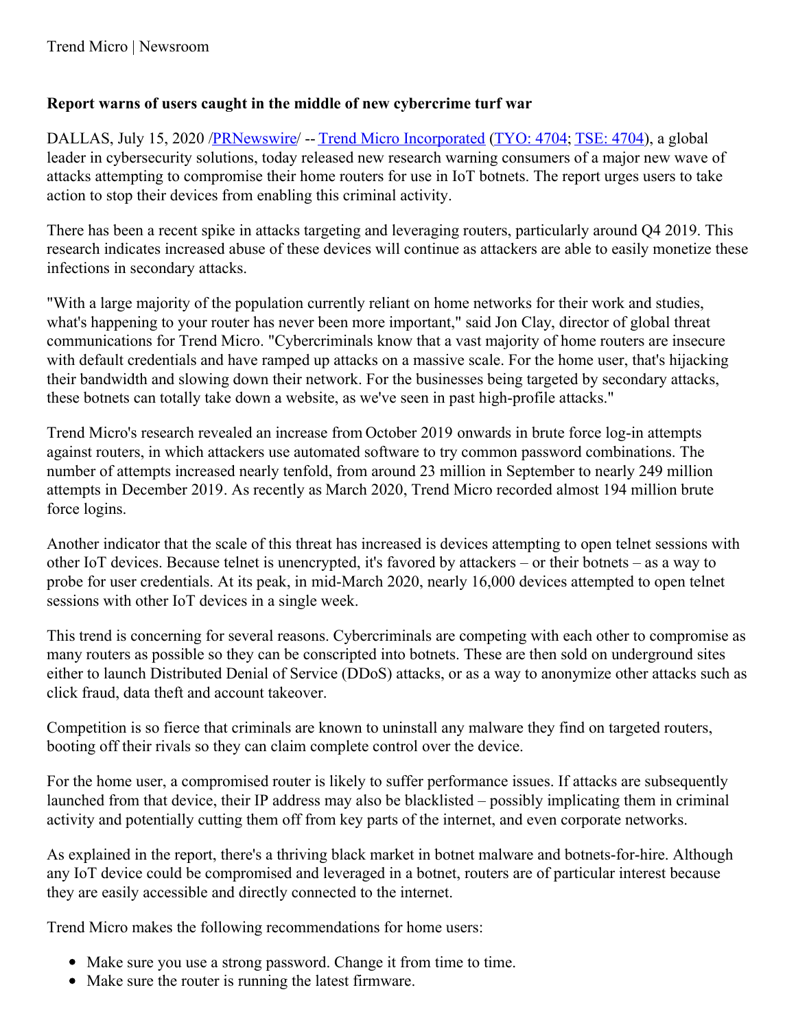Trend Micro | Newsroom

**Report warns of users caught in the middle of new cybercrime turf war**

DALLAS, July 15, 2020 /PRNewswire/ -- Trend Micro Incorporated (TYO: 4704; TSE: 4704), a global leader in cybersecurity solutions, today released new research warning consumers of a major new wave of attacks attempting to compromise their home routers for use in IoT botnets. The report urges users to take action to stop their devices from enabling this criminal activity.

There has been a recent spike in attacks targeting and leveraging routers, particularly around Q4 2019. This research indicates increased abuse of these devices will continue as attackers are able to easily monetize these infections in secondary attacks.

"With a large majority of the population currently reliant on home networks for their work and studies, what's happening to your router has never been more important," said Jon Clay, director of global threat communications for Trend Micro. "Cybercriminals know that a vast majority of home routers are insecure with default credentials and have ramped up attacks on a massive scale. For the home user, that's hijacking their bandwidth and slowing down their network. For the businesses being targeted by secondary attacks, these botnets can totally take down a website, as we've seen in past high-profile attacks."

Trend Micro's research revealed an increase from October 2019 onwards in brute force log-in attempts against routers, in which attackers use automated software to try common password combinations. The number of attempts increased nearly tenfold, from around 23 million in September to nearly 249 million attempts in December 2019. As recently as March 2020, Trend Micro recorded almost 194 million brute force logins.

Another indicator that the scale of this threat has increased is devices attempting to open telnet sessions with other IoT devices. Because telnet is unencrypted, it's favored by attackers – or their botnets – as a way to probe for user credentials. At its peak, in mid-March 2020, nearly 16,000 devices attempted to open telnet sessions with other IoT devices in a single week.

This trend is concerning for several reasons. Cybercriminals are competing with each other to compromise as many routers as possible so they can be conscripted into botnets. These are then sold on underground sites either to launch Distributed Denial of Service (DDoS) attacks, or as a way to anonymize other attacks such as click fraud, data theft and account takeover.

Competition is so fierce that criminals are known to uninstall any malware they find on targeted routers, booting off their rivals so they can claim complete control over the device.

For the home user, a compromised router is likely to suffer performance issues. If attacks are subsequently launched from that device, their IP address may also be blacklisted – possibly implicating them in criminal activity and potentially cutting them off from key parts of the internet, and even corporate networks.

As explained in the report, there's a thriving black market in botnet malware and botnets-for-hire. Although any IoT device could be compromised and leveraged in a botnet, routers are of particular interest because they are easily accessible and directly connected to the internet.

Trend Micro makes the following recommendations for home users:

- Make sure you use a strong password. Change it from time to time.
- Make sure the router is running the latest firmware.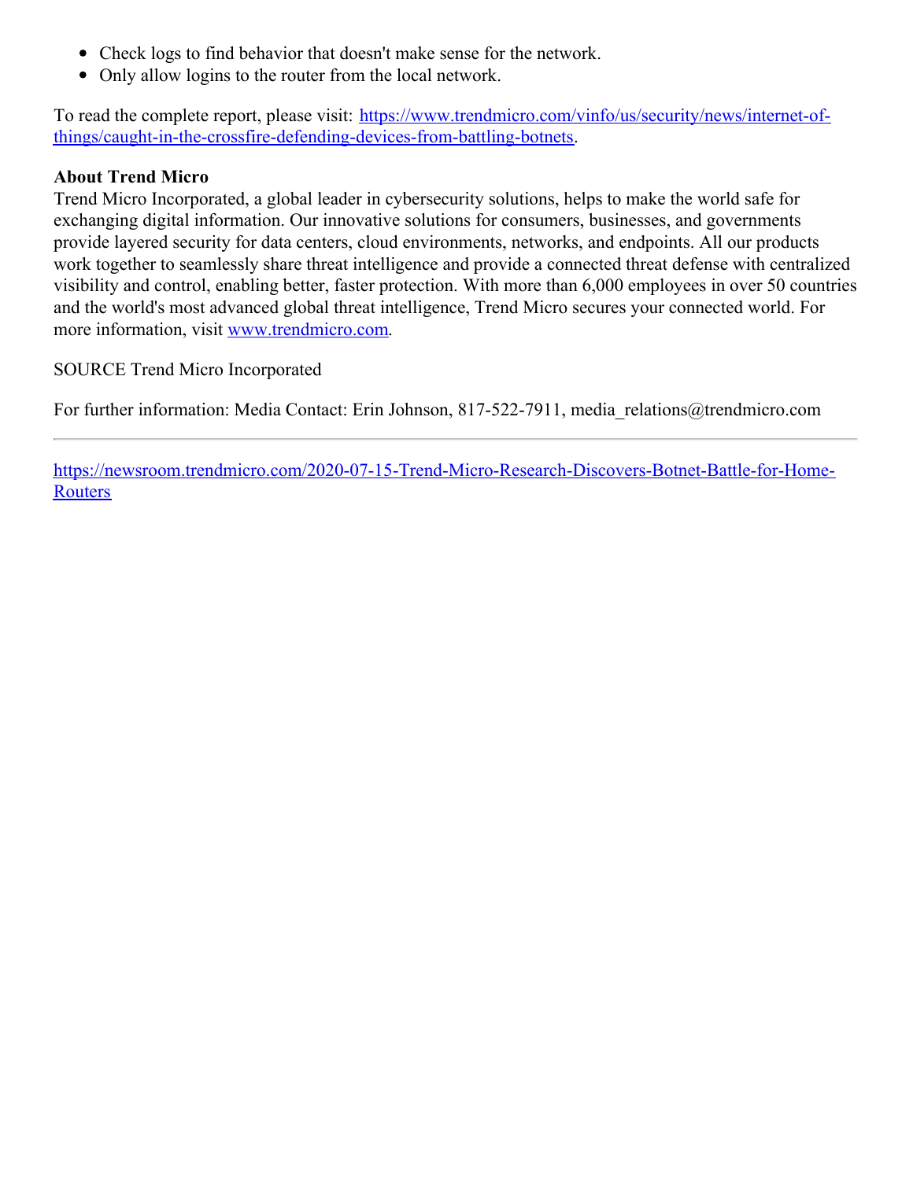- Check logs to find behavior that doesn't make sense for the network.
- Only allow logins to the router from the local network.

To read the complete report, please visit: https://www.trendmicro.com/vinfo/us/security/news/internet-of-things/caught-in-the-crossfire-defending-devices-from-battling-botnets.

**About Trend Micro**
Trend Micro Incorporated, a global leader in cybersecurity solutions, helps to make the world safe for exchanging digital information. Our innovative solutions for consumers, businesses, and governments provide layered security for data centers, cloud environments, networks, and endpoints. All our products work together to seamlessly share threat intelligence and provide a connected threat defense with centralized visibility and control, enabling better, faster protection. With more than 6,000 employees in over 50 countries and the world's most advanced global threat intelligence, Trend Micro secures your connected world. For more information, visit www.trendmicro.com.

SOURCE Trend Micro Incorporated

For further information: Media Contact: Erin Johnson, 817-522-7911, media_relations@trendmicro.com

---

https://newsroom.trendmicro.com/2020-07-15-Trend-Micro-Research-Discovers-Botnet-Battle-for-Home-Routers